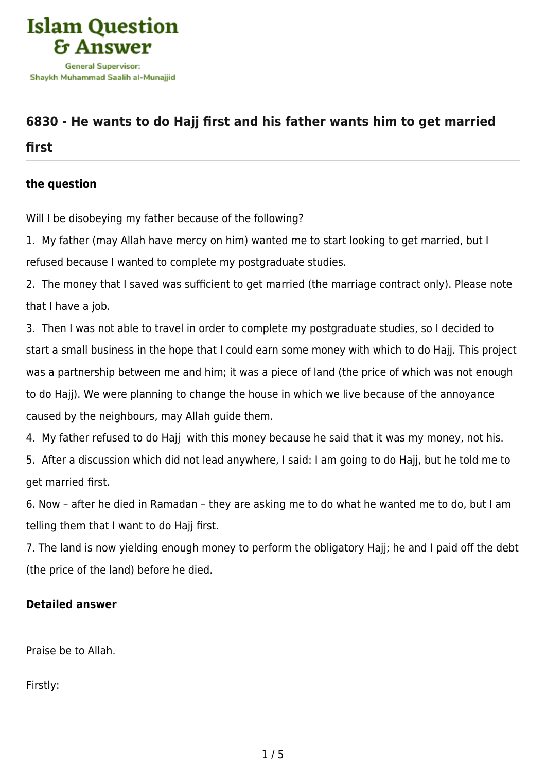Islam Question & Answer

General Supervisor: Shaykh Muhammad Saalih al-Munajjid

## 6830 - He wants to do Hajj first and his father wants him to get married first

### the question

Will I be disobeying my father because of the following?

1. My father (may Allah have mercy on him) wanted me to start looking to get married, but I refused because I wanted to complete my postgraduate studies.
2. The money that I saved was sufficient to get married (the marriage contract only). Please note that I have a job.
3. Then I was not able to travel in order to complete my postgraduate studies, so I decided to start a small business in the hope that I could earn some money with which to do Hajj. This project was a partnership between me and him; it was a piece of land (the price of which was not enough to do Hajj). We were planning to change the house in which we live because of the annoyance caused by the neighbours, may Allah guide them.
4. My father refused to do Hajj with this money because he said that it was my money, not his.
5. After a discussion which did not lead anywhere, I said: I am going to do Hajj, but he told me to get married first.
6. Now – after he died in Ramadan – they are asking me to do what he wanted me to do, but I am telling them that I want to do Hajj first.
7. The land is now yielding enough money to perform the obligatory Hajj; he and I paid off the debt (the price of the land) before he died.

### Detailed answer

Praise be to Allah.

Firstly: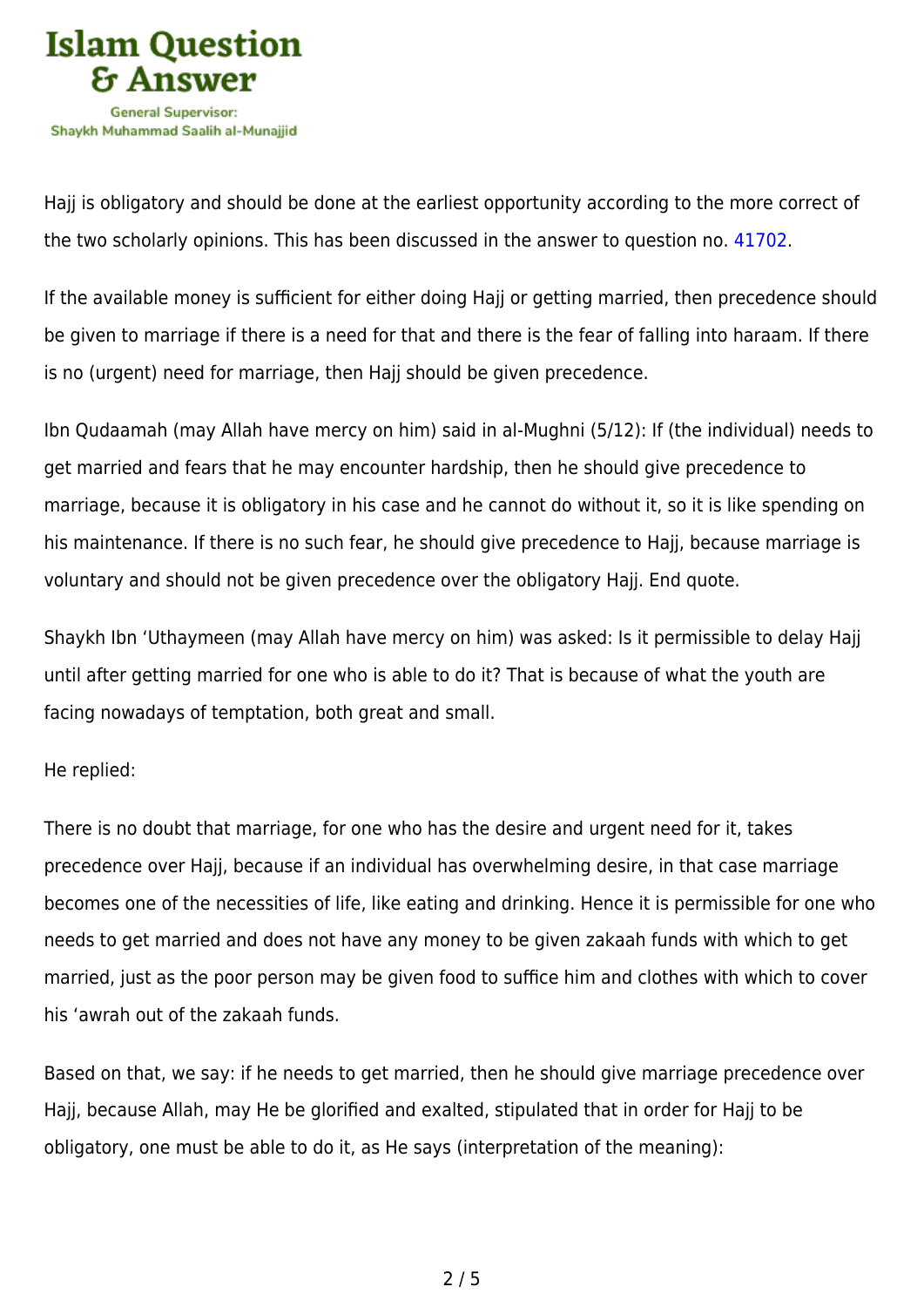Hajj is obligatory and should be done at the earliest opportunity according to the more correct of the two scholarly opinions. This has been discussed in the answer to question no. 41702.

If the available money is sufficient for either doing Hajj or getting married, then precedence should be given to marriage if there is a need for that and there is the fear of falling into haraam. If there is no (urgent) need for marriage, then Hajj should be given precedence.

Ibn Qudaamah (may Allah have mercy on him) said in al-Mughni (5/12): If (the individual) needs to get married and fears that he may encounter hardship, then he should give precedence to marriage, because it is obligatory in his case and he cannot do without it, so it is like spending on his maintenance. If there is no such fear, he should give precedence to Hajj, because marriage is voluntary and should not be given precedence over the obligatory Hajj. End quote.

Shaykh Ibn 'Uthaymeen (may Allah have mercy on him) was asked: Is it permissible to delay Hajj until after getting married for one who is able to do it? That is because of what the youth are facing nowadays of temptation, both great and small.

He replied:

There is no doubt that marriage, for one who has the desire and urgent need for it, takes precedence over Hajj, because if an individual has overwhelming desire, in that case marriage becomes one of the necessities of life, like eating and drinking. Hence it is permissible for one who needs to get married and does not have any money to be given zakaah funds with which to get married, just as the poor person may be given food to suffice him and clothes with which to cover his 'awrah out of the zakaah funds.

Based on that, we say: if he needs to get married, then he should give marriage precedence over Hajj, because Allah, may He be glorified and exalted, stipulated that in order for Hajj to be obligatory, one must be able to do it, as He says (interpretation of the meaning):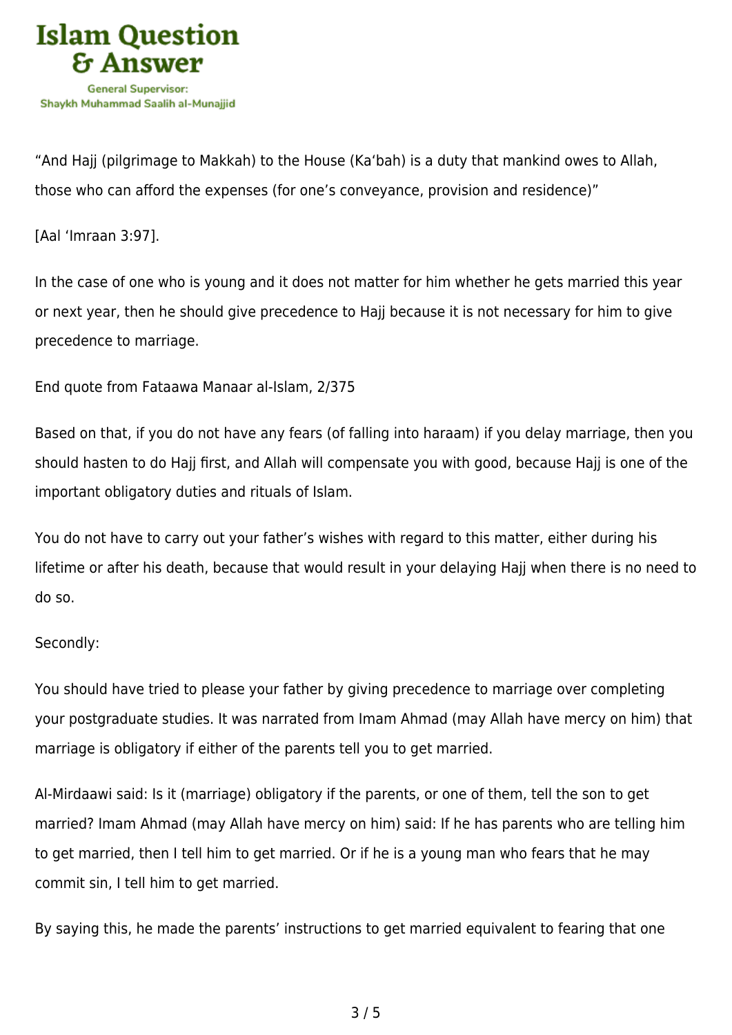“And Hajj (pilgrimage to Makkah) to the House (Ka‘bah) is a duty that mankind owes to Allah, those who can afford the expenses (for one’s conveyance, provision and residence)”

[Aal ‘Imraan 3:97].

In the case of one who is young and it does not matter for him whether he gets married this year or next year, then he should give precedence to Hajj because it is not necessary for him to give precedence to marriage.

End quote from Fataawa Manaar al-Islam, 2/375

Based on that, if you do not have any fears (of falling into haraam) if you delay marriage, then you should hasten to do Hajj first, and Allah will compensate you with good, because Hajj is one of the important obligatory duties and rituals of Islam.

You do not have to carry out your father’s wishes with regard to this matter, either during his lifetime or after his death, because that would result in your delaying Hajj when there is no need to do so.

Secondly:

You should have tried to please your father by giving precedence to marriage over completing your postgraduate studies. It was narrated from Imam Ahmad (may Allah have mercy on him) that marriage is obligatory if either of the parents tell you to get married.

Al-Mirdaawi said: Is it (marriage) obligatory if the parents, or one of them, tell the son to get married? Imam Ahmad (may Allah have mercy on him) said: If he has parents who are telling him to get married, then I tell him to get married. Or if he is a young man who fears that he may commit sin, I tell him to get married.

By saying this, he made the parents’ instructions to get married equivalent to fearing that one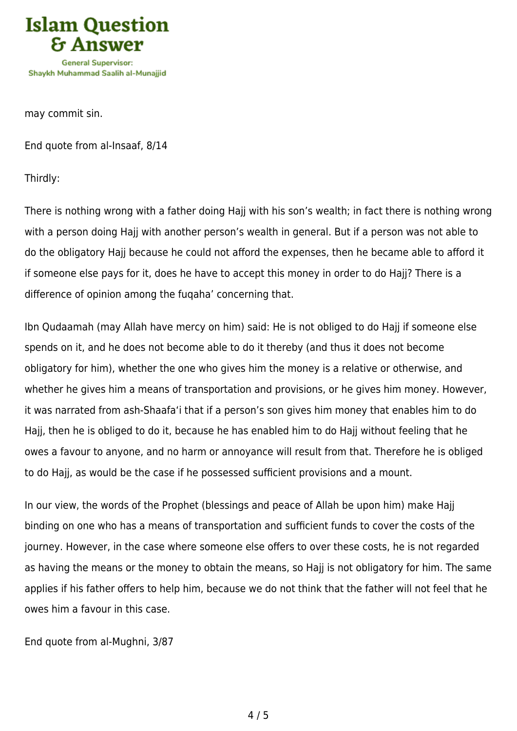may commit sin.

End quote from al-Insaaf, 8/14

Thirdly:

There is nothing wrong with a father doing Hajj with his son's wealth; in fact there is nothing wrong with a person doing Hajj with another person's wealth in general. But if a person was not able to do the obligatory Hajj because he could not afford the expenses, then he became able to afford it if someone else pays for it, does he have to accept this money in order to do Hajj? There is a difference of opinion among the fuqaha' concerning that.

Ibn Qudaamah (may Allah have mercy on him) said: He is not obliged to do Hajj if someone else spends on it, and he does not become able to do it thereby (and thus it does not become obligatory for him), whether the one who gives him the money is a relative or otherwise, and whether he gives him a means of transportation and provisions, or he gives him money. However, it was narrated from ash-Shaafa'i that if a person's son gives him money that enables him to do Hajj, then he is obliged to do it, because he has enabled him to do Hajj without feeling that he owes a favour to anyone, and no harm or annoyance will result from that. Therefore he is obliged to do Hajj, as would be the case if he possessed sufficient provisions and a mount.

In our view, the words of the Prophet (blessings and peace of Allah be upon him) make Hajj binding on one who has a means of transportation and sufficient funds to cover the costs of the journey. However, in the case where someone else offers to over these costs, he is not regarded as having the means or the money to obtain the means, so Hajj is not obligatory for him. The same applies if his father offers to help him, because we do not think that the father will not feel that he owes him a favour in this case.

End quote from al-Mughni, 3/87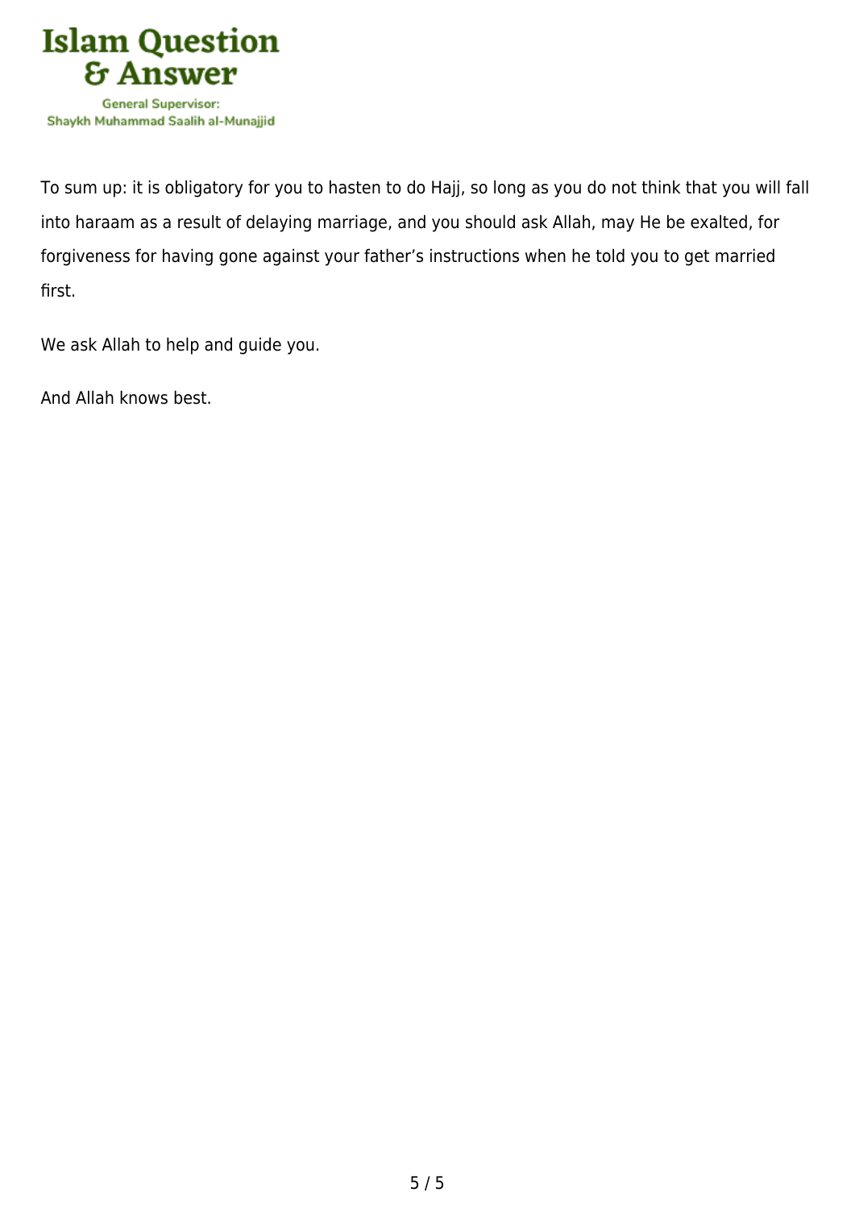To sum up: it is obligatory for you to hasten to do Hajj, so long as you do not think that you will fall into haraam as a result of delaying marriage, and you should ask Allah, may He be exalted, for forgiveness for having gone against your father's instructions when he told you to get married first.

We ask Allah to help and guide you.

And Allah knows best.